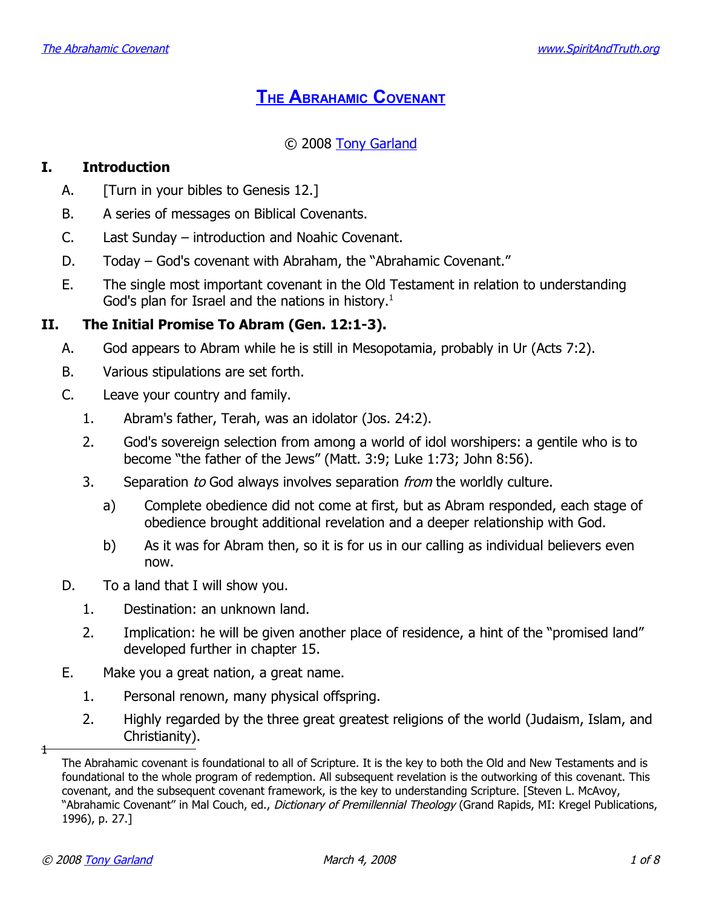# The Abrahamic Covenant

© 2008 Tony Garland

## I. Introduction

A. [Turn in your bibles to Genesis 12.]

B. A series of messages on Biblical Covenants.

C. Last Sunday – introduction and Noahic Covenant.

D. Today – God's covenant with Abraham, the "Abrahamic Covenant."

E. The single most important covenant in the Old Testament in relation to understanding God's plan for Israel and the nations in history.[1]

## II. The Initial Promise To Abram (Gen. 12:1-3).

A. God appears to Abram while he is still in Mesopotamia, probably in Ur (Acts 7:2).

B. Various stipulations are set forth.

C. Leave your country and family.

1. Abram's father, Terah, was an idolator (Jos. 24:2).
2. God's sovereign selection from among a world of idol worshipers: a gentile who is to become "the father of the Jews" (Matt. 3:9; Luke 1:73; John 8:56).
3. Separation *to* God always involves separation *from* the worldly culture.
   a) Complete obedience did not come at first, but as Abram responded, each stage of obedience brought additional revelation and a deeper relationship with God.
   b) As it was for Abram then, so it is for us in our calling as individual believers even now.

D. To a land that I will show you.

1. Destination: an unknown land.
2. Implication: he will be given another place of residence, a hint of the "promised land" developed further in chapter 15.

E. Make you a great nation, a great name.

1. Personal renown, many physical offspring.
2. Highly regarded by the three great greatest religions of the world (Judaism, Islam, and Christianity).

---

[1] The Abrahamic covenant is foundational to all of Scripture. It is the key to both the Old and New Testaments and is foundational to the whole program of redemption. All subsequent revelation is the outworking of this covenant. This covenant, and the subsequent covenant framework, is the key to understanding Scripture. [Steven L. McAvoy, "Abrahamic Covenant" in Mal Couch, ed., *Dictionary of Premillennial Theology* (Grand Rapids, MI: Kregel Publications, 1996), p. 27.]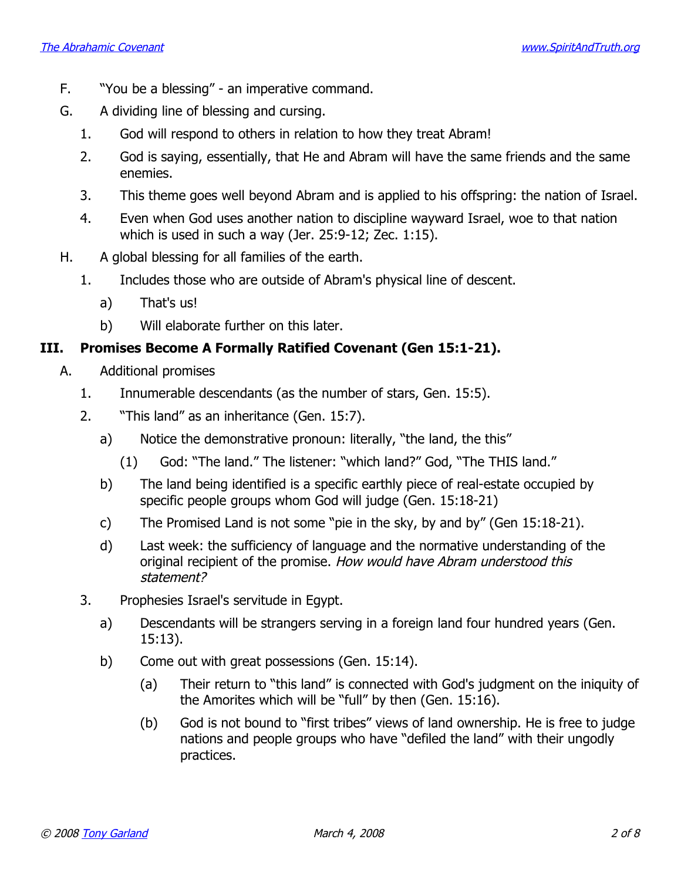F. "You be a blessing" - an imperative command.

G. A dividing line of blessing and cursing.

1. God will respond to others in relation to how they treat Abram!
2. God is saying, essentially, that He and Abram will have the same friends and the same enemies.
3. This theme goes well beyond Abram and is applied to his offspring: the nation of Israel.
4. Even when God uses another nation to discipline wayward Israel, woe to that nation which is used in such a way (Jer. 25:9-12; Zec. 1:15).

H. A global blessing for all families of the earth.

1. Includes those who are outside of Abram's physical line of descent.
   a) That's us!
   b) Will elaborate further on this later.

## III. Promises Become A Formally Ratified Covenant (Gen 15:1-21).

A. Additional promises

1. Innumerable descendants (as the number of stars, Gen. 15:5).
2. "This land" as an inheritance (Gen. 15:7).
   a) Notice the demonstrative pronoun: literally, "the land, the this"
      (1) God: "The land." The listener: "which land?" God, "The THIS land."
   b) The land being identified is a specific earthly piece of real-estate occupied by specific people groups whom God will judge (Gen. 15:18-21)
   c) The Promised Land is not some "pie in the sky, by and by" (Gen 15:18-21).
   d) Last week: the sufficiency of language and the normative understanding of the original recipient of the promise. *How would have Abram understood this statement?*
3. Prophesies Israel's servitude in Egypt.
   a) Descendants will be strangers serving in a foreign land four hundred years (Gen. 15:13).
   b) Come out with great possessions (Gen. 15:14).
      (a) Their return to "this land" is connected with God's judgment on the iniquity of the Amorites which will be "full" by then (Gen. 15:16).
      (b) God is not bound to "first tribes" views of land ownership. He is free to judge nations and people groups who have "defiled the land" with their ungodly practices.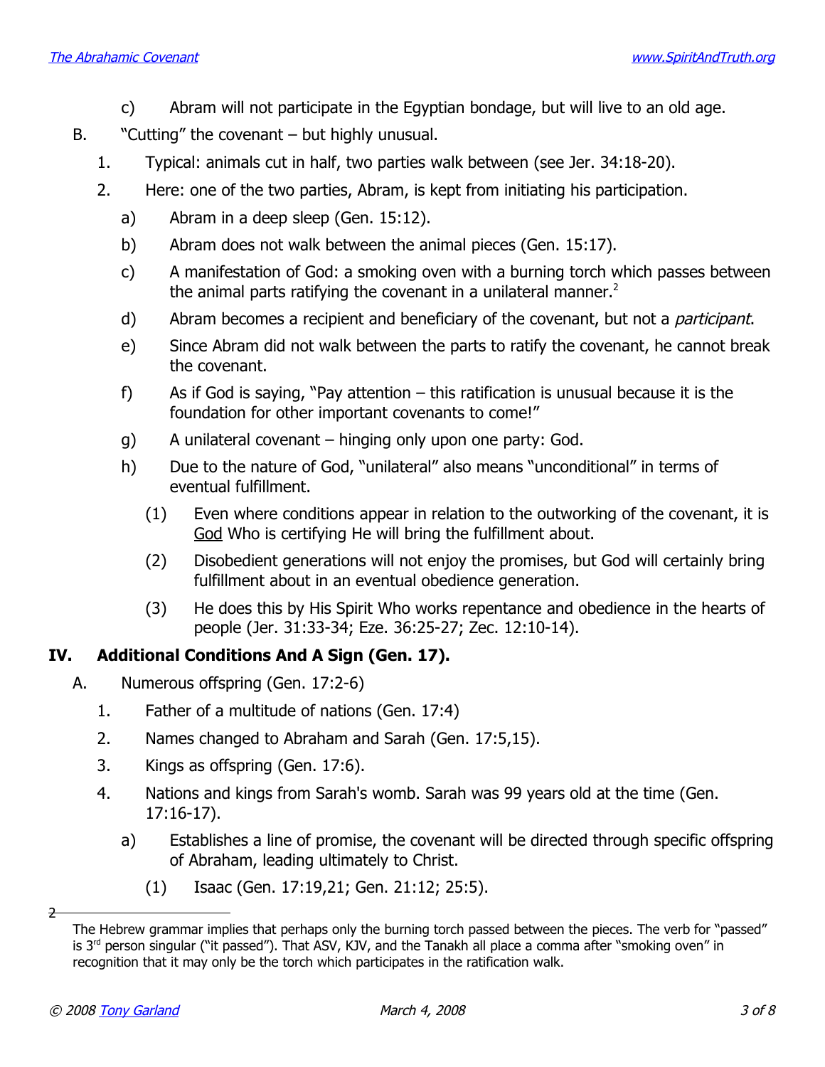c) Abram will not participate in the Egyptian bondage, but will live to an old age.

B. "Cutting" the covenant – but highly unusual.

1. Typical: animals cut in half, two parties walk between (see Jer. 34:18-20).
2. Here: one of the two parties, Abram, is kept from initiating his participation.
   a) Abram in a deep sleep (Gen. 15:12).
   b) Abram does not walk between the animal pieces (Gen. 15:17).
   c) A manifestation of God: a smoking oven with a burning torch which passes between the animal parts ratifying the covenant in a unilateral manner.[2]
   d) Abram becomes a recipient and beneficiary of the covenant, but not a *participant*.
   e) Since Abram did not walk between the parts to ratify the covenant, he cannot break the covenant.
   f) As if God is saying, "Pay attention – this ratification is unusual because it is the foundation for other important covenants to come!"
   g) A unilateral covenant – hinging only upon one party: God.
   h) Due to the nature of God, "unilateral" also means "unconditional" in terms of eventual fulfillment.
      (1) Even where conditions appear in relation to the outworking of the covenant, it is God Who is certifying He will bring the fulfillment about.
      (2) Disobedient generations will not enjoy the promises, but God will certainly bring fulfillment about in an eventual obedience generation.
      (3) He does this by His Spirit Who works repentance and obedience in the hearts of people (Jer. 31:33-34; Eze. 36:25-27; Zec. 12:10-14).

## IV. Additional Conditions And A Sign (Gen. 17).

A. Numerous offspring (Gen. 17:2-6)

1. Father of a multitude of nations (Gen. 17:4)
2. Names changed to Abraham and Sarah (Gen. 17:5,15).
3. Kings as offspring (Gen. 17:6).
4. Nations and kings from Sarah's womb. Sarah was 99 years old at the time (Gen. 17:16-17).
   a) Establishes a line of promise, the covenant will be directed through specific offspring of Abraham, leading ultimately to Christ.
      (1) Isaac (Gen. 17:19,21; Gen. 21:12; 25:5).

---

2 The Hebrew grammar implies that perhaps only the burning torch passed between the pieces. The verb for "passed" is 3rd person singular ("it passed"). That ASV, KJV, and the Tanakh all place a comma after "smoking oven" in recognition that it may only be the torch which participates in the ratification walk.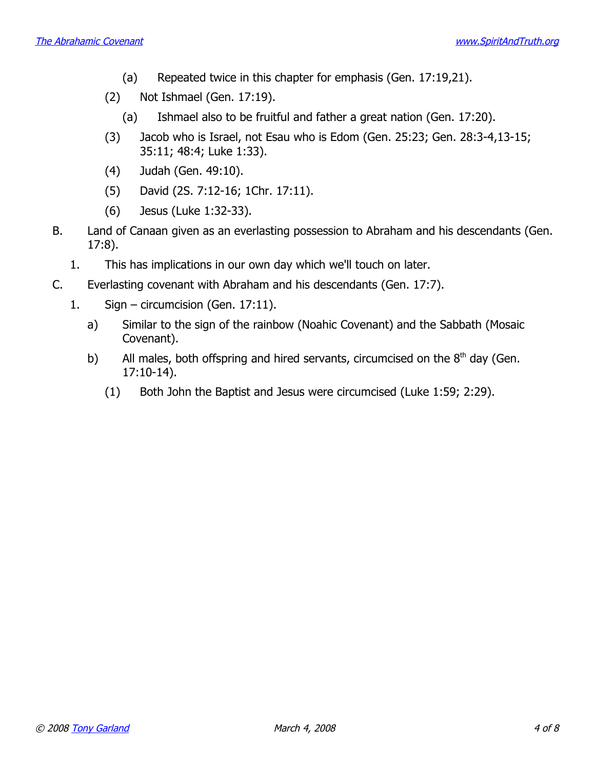(a) Repeated twice in this chapter for emphasis (Gen. 17:19,21).

(2) Not Ishmael (Gen. 17:19).

(a) Ishmael also to be fruitful and father a great nation (Gen. 17:20).

(3) Jacob who is Israel, not Esau who is Edom (Gen. 25:23; Gen. 28:3-4,13-15; 35:11; 48:4; Luke 1:33).

(4) Judah (Gen. 49:10).

(5) David (2S. 7:12-16; 1Chr. 17:11).

(6) Jesus (Luke 1:32-33).

B. Land of Canaan given as an everlasting possession to Abraham and his descendants (Gen. 17:8).

1. This has implications in our own day which we'll touch on later.

C. Everlasting covenant with Abraham and his descendants (Gen. 17:7).

1. Sign – circumcision (Gen. 17:11).

a) Similar to the sign of the rainbow (Noahic Covenant) and the Sabbath (Mosaic Covenant).

b) All males, both offspring and hired servants, circumcised on the 8th day (Gen. 17:10-14).

(1) Both John the Baptist and Jesus were circumcised (Luke 1:59; 2:29).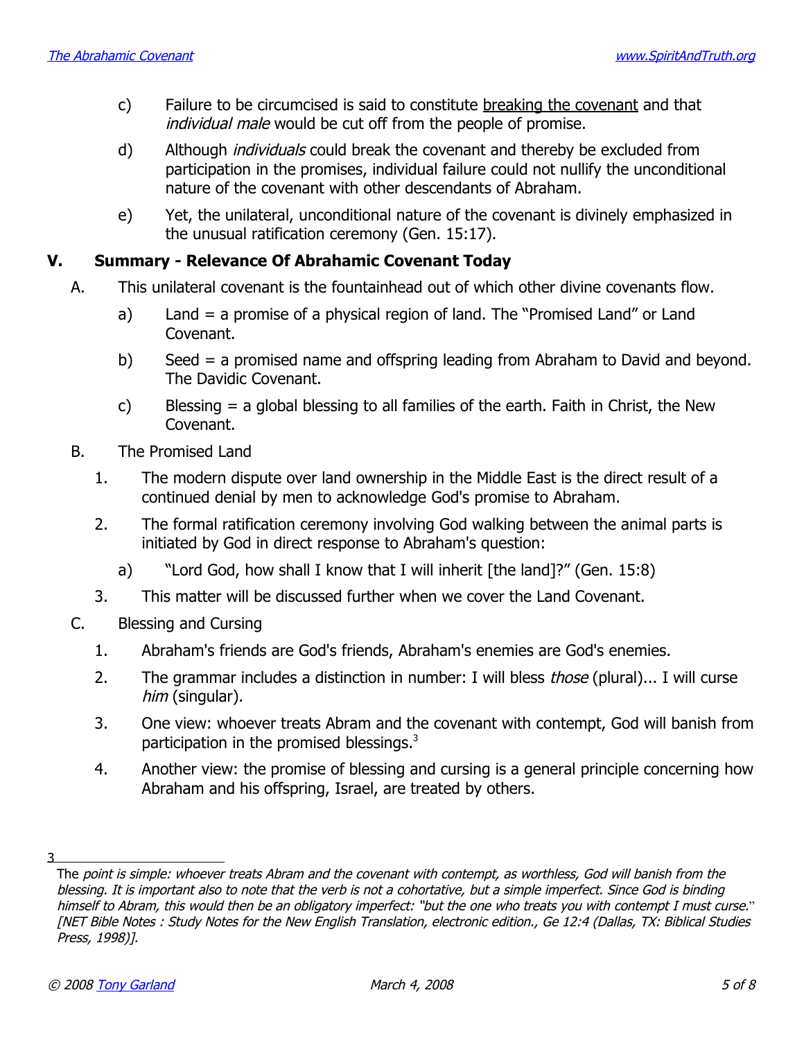c) Failure to be circumcised is said to constitute breaking the covenant and that *individual male* would be cut off from the people of promise.

d) Although *individuals* could break the covenant and thereby be excluded from participation in the promises, individual failure could not nullify the unconditional nature of the covenant with other descendants of Abraham.

e) Yet, the unilateral, unconditional nature of the covenant is divinely emphasized in the unusual ratification ceremony (Gen. 15:17).

## V. Summary - Relevance Of Abrahamic Covenant Today

A. This unilateral covenant is the fountainhead out of which other divine covenants flow.

a) Land = a promise of a physical region of land. The "Promised Land" or Land Covenant.

b) Seed = a promised name and offspring leading from Abraham to David and beyond. The Davidic Covenant.

c) Blessing = a global blessing to all families of the earth. Faith in Christ, the New Covenant.

B. The Promised Land

1. The modern dispute over land ownership in the Middle East is the direct result of a continued denial by men to acknowledge God's promise to Abraham.

2. The formal ratification ceremony involving God walking between the animal parts is initiated by God in direct response to Abraham's question:

a) "Lord God, how shall I know that I will inherit [the land]?" (Gen. 15:8)

3. This matter will be discussed further when we cover the Land Covenant.

C. Blessing and Cursing

1. Abraham's friends are God's friends, Abraham's enemies are God's enemies.

2. The grammar includes a distinction in number: I will bless *those* (plural)... I will curse *him* (singular).

3. One view: whoever treats Abram and the covenant with contempt, God will banish from participation in the promised blessings.[3]

4. Another view: the promise of blessing and cursing is a general principle concerning how Abraham and his offspring, Israel, are treated by others.

---

[3] The *point is simple: whoever treats Abram and the covenant with contempt, as worthless, God will banish from the blessing. It is important also to note that the verb is not a cohortative, but a simple imperfect. Since God is binding himself to Abram, this would then be an obligatory imperfect: "but the one who treats you with contempt I must curse."* [NET Bible Notes : Study Notes for the New English Translation, electronic edition., Ge 12:4 (Dallas, TX: Biblical Studies Press, 1998)].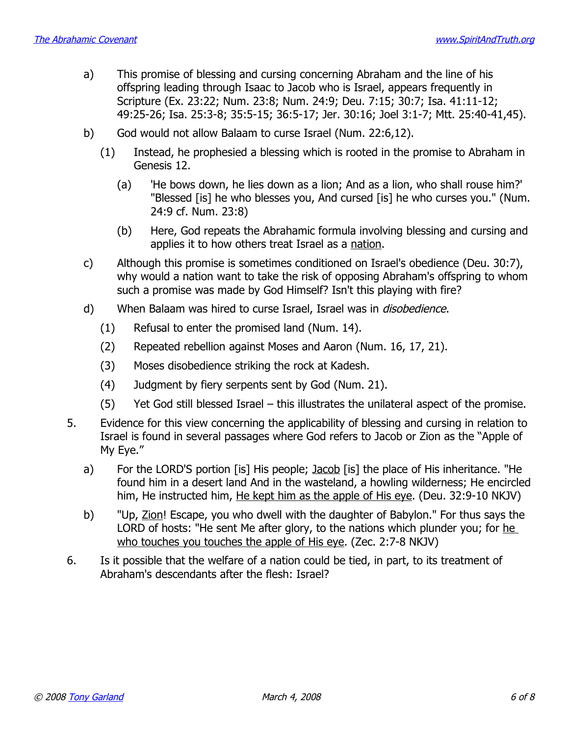a) This promise of blessing and cursing concerning Abraham and the line of his offspring leading through Isaac to Jacob who is Israel, appears frequently in Scripture (Ex. 23:22; Num. 23:8; Num. 24:9; Deu. 7:15; 30:7; Isa. 41:11-12; 49:25-26; Isa. 25:3-8; 35:5-15; 36:5-17; Jer. 30:16; Joel 3:1-7; Mtt. 25:40-41,45).

b) God would not allow Balaam to curse Israel (Num. 22:6,12).

  (1) Instead, he prophesied a blessing which is rooted in the promise to Abraham in Genesis 12.

    (a) 'He bows down, he lies down as a lion; And as a lion, who shall rouse him?' "Blessed [is] he who blesses you, And cursed [is] he who curses you." (Num. 24:9 cf. Num. 23:8)

    (b) Here, God repeats the Abrahamic formula involving blessing and cursing and applies it to how others treat Israel as a <u>nation</u>.

c) Although this promise is sometimes conditioned on Israel's obedience (Deu. 30:7), why would a nation want to take the risk of opposing Abraham's offspring to whom such a promise was made by God Himself? Isn't this playing with fire?

d) When Balaam was hired to curse Israel, Israel was in *disobedience*.

  (1) Refusal to enter the promised land (Num. 14).

  (2) Repeated rebellion against Moses and Aaron (Num. 16, 17, 21).

  (3) Moses disobedience striking the rock at Kadesh.

  (4) Judgment by fiery serpents sent by God (Num. 21).

  (5) Yet God still blessed Israel – this illustrates the unilateral aspect of the promise.

5. Evidence for this view concerning the applicability of blessing and cursing in relation to Israel is found in several passages where God refers to Jacob or Zion as the "Apple of My Eye."

  a) For the LORD'S portion [is] His people; <u>Jacob</u> [is] the place of His inheritance. "He found him in a desert land And in the wasteland, a howling wilderness; He encircled him, He instructed him, <u>He kept him as the apple of His eye</u>. (Deu. 32:9-10 NKJV)

  b) "Up, <u>Zion</u>! Escape, you who dwell with the daughter of Babylon." For thus says the LORD of hosts: "He sent Me after glory, to the nations which plunder you; for <u>he who touches you touches the apple of His eye</u>. (Zec. 2:7-8 NKJV)

6. Is it possible that the welfare of a nation could be tied, in part, to its treatment of Abraham's descendants after the flesh: Israel?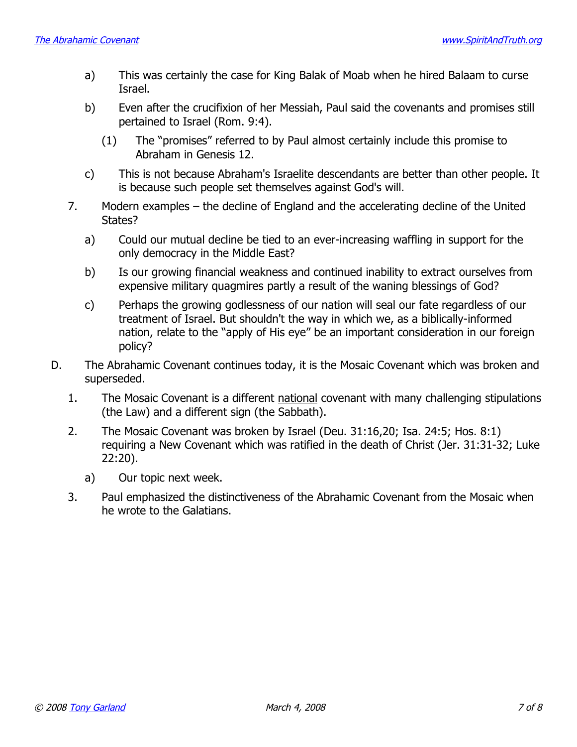a) This was certainly the case for King Balak of Moab when he hired Balaam to curse Israel.

b) Even after the crucifixion of her Messiah, Paul said the covenants and promises still pertained to Israel (Rom. 9:4).

(1) The "promises" referred to by Paul almost certainly include this promise to Abraham in Genesis 12.

c) This is not because Abraham's Israelite descendants are better than other people. It is because such people set themselves against God's will.

7. Modern examples – the decline of England and the accelerating decline of the United States?

a) Could our mutual decline be tied to an ever-increasing waffling in support for the only democracy in the Middle East?

b) Is our growing financial weakness and continued inability to extract ourselves from expensive military quagmires partly a result of the waning blessings of God?

c) Perhaps the growing godlessness of our nation will seal our fate regardless of our treatment of Israel. But shouldn't the way in which we, as a biblically-informed nation, relate to the "apply of His eye" be an important consideration in our foreign policy?

D. The Abrahamic Covenant continues today, it is the Mosaic Covenant which was broken and superseded.

1. The Mosaic Covenant is a different <u>national</u> covenant with many challenging stipulations (the Law) and a different sign (the Sabbath).

2. The Mosaic Covenant was broken by Israel (Deu. 31:16,20; Isa. 24:5; Hos. 8:1) requiring a New Covenant which was ratified in the death of Christ (Jer. 31:31-32; Luke 22:20).

a) Our topic next week.

3. Paul emphasized the distinctiveness of the Abrahamic Covenant from the Mosaic when he wrote to the Galatians.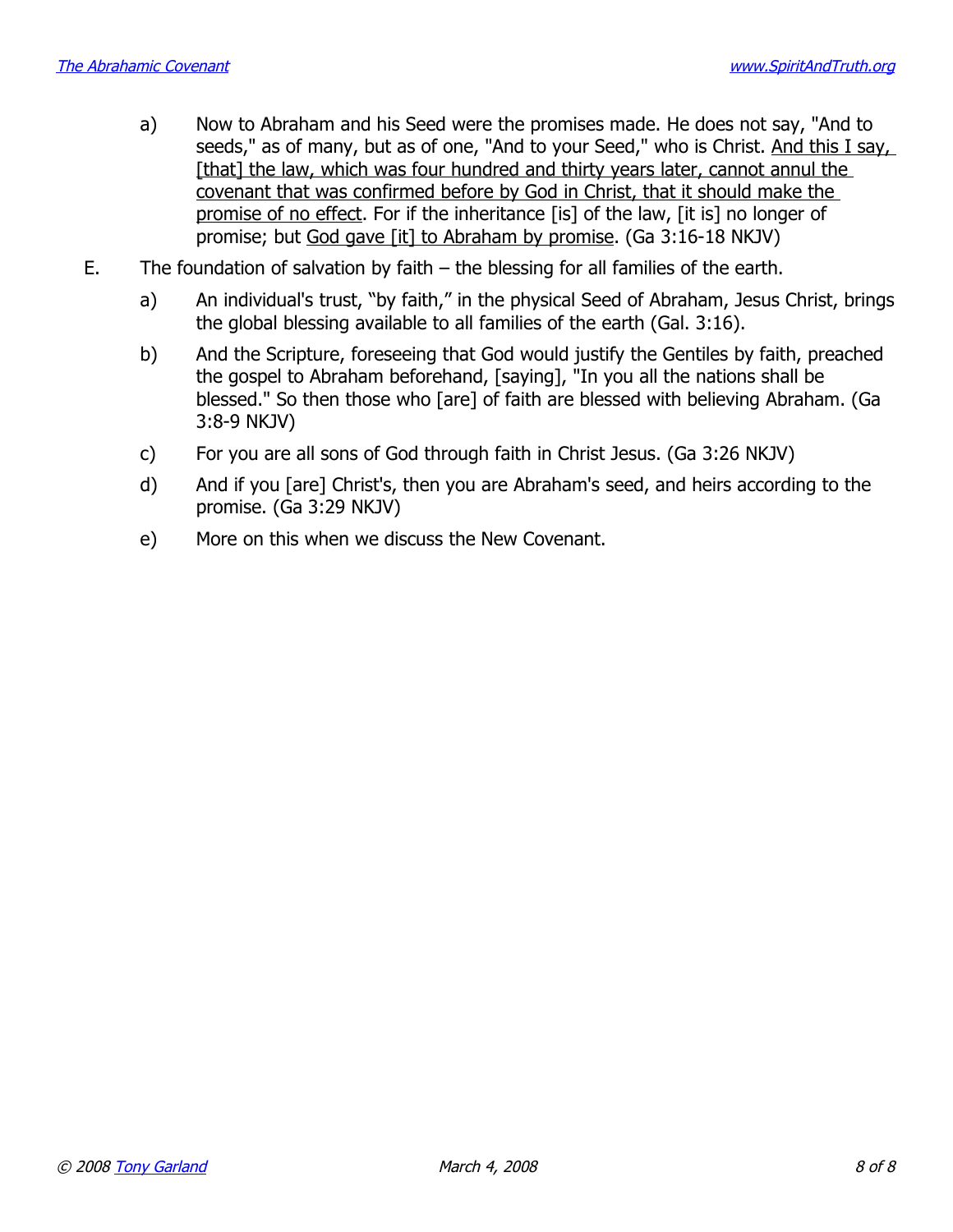a) Now to Abraham and his Seed were the promises made. He does not say, "And to seeds," as of many, but as of one, "And to your Seed," who is Christ. <u>And this I say, [that] the law, which was four hundred and thirty years later, cannot annul the covenant that was confirmed before by God in Christ, that it should make the promise of no effect</u>. For if the inheritance [is] of the law, [it is] no longer of promise; but <u>God gave [it] to Abraham by promise</u>. (Ga 3:16-18 NKJV)

E. The foundation of salvation by faith – the blessing for all families of the earth.

a) An individual's trust, "by faith," in the physical Seed of Abraham, Jesus Christ, brings the global blessing available to all families of the earth (Gal. 3:16).

b) And the Scripture, foreseeing that God would justify the Gentiles by faith, preached the gospel to Abraham beforehand, [saying], "In you all the nations shall be blessed." So then those who [are] of faith are blessed with believing Abraham. (Ga 3:8-9 NKJV)

c) For you are all sons of God through faith in Christ Jesus. (Ga 3:26 NKJV)

d) And if you [are] Christ's, then you are Abraham's seed, and heirs according to the promise. (Ga 3:29 NKJV)

e) More on this when we discuss the New Covenant.